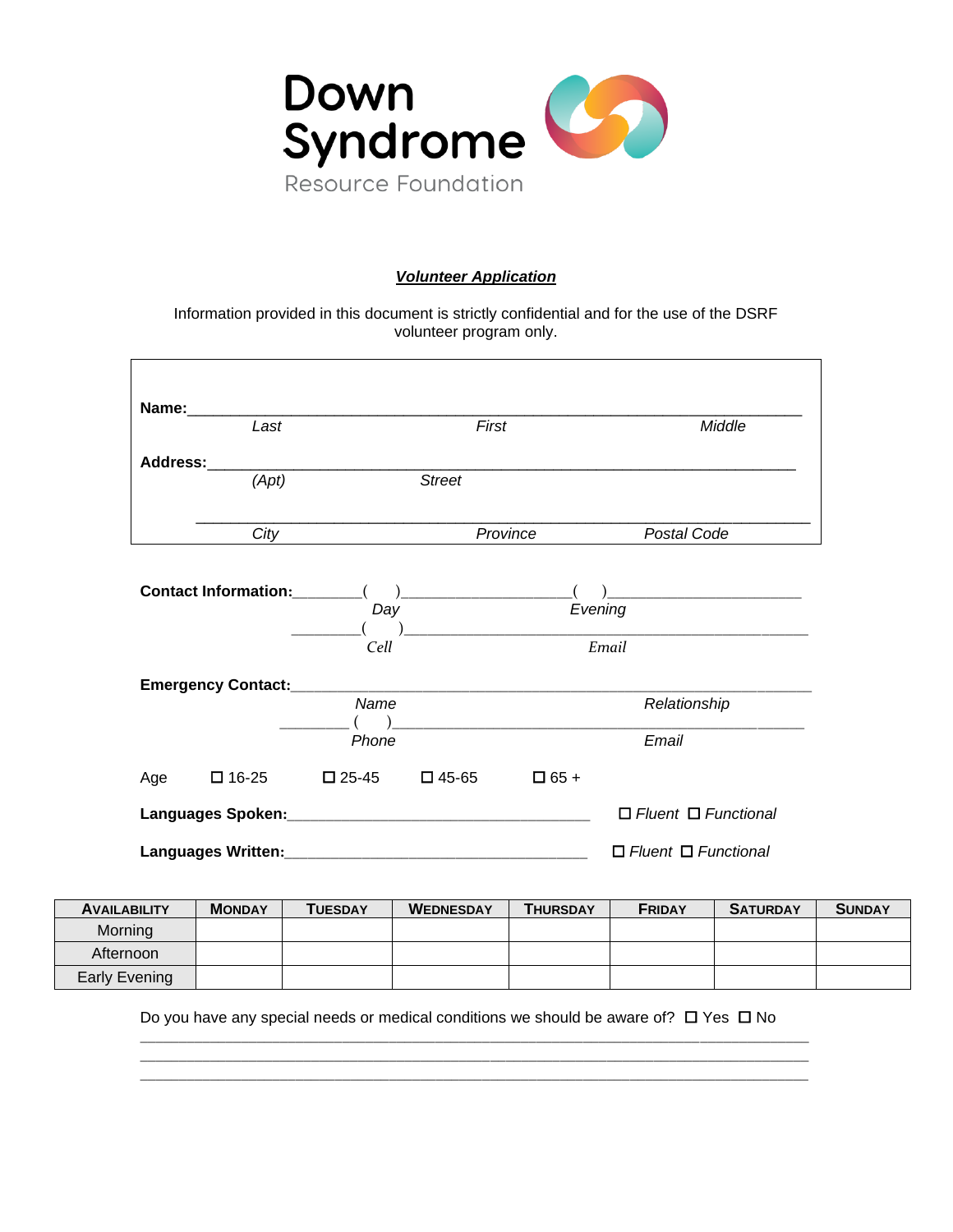Down Syndrome
Resource Foundation

***Volunteer Application***

Information provided in this document is strictly confidential and for the use of the DSRF volunteer program only.

**Name:**_______________________________________________________________
*Last* *First* *Middle*

**Address:**_____________________________________________________________
*(Apt)* *Street*

_________________________________________________________________
*City* *Province* *Postal Code*

**Contact Information:**________(    )____________________(    )______________________
*Day* *Evening*

________(    )__________________________________________________
*Cell* *Email*

**Emergency Contact:**__________________________________________________________
*Name* *Relationship*

________(    )__________________________________________________
*Phone* *Email*

Age ☐ 16-25 ☐ 25-45 ☐ 45-65 ☐ 65 +

**Languages Spoken:**____________________________________ ☐ *Fluent* ☐ *Functional*

**Languages Written:**____________________________________ ☐ *Fluent* ☐ *Functional*

| AVAILABILITY | MONDAY | TUESDAY | WEDNESDAY | THURSDAY | FRIDAY | SATURDAY | SUNDAY |
|---|---|---|---|---|---|---|---|
| Morning | | | | | | | |
| Afternoon | | | | | | | |
| Early Evening | | | | | | | |

Do you have any special needs or medical conditions we should be aware of? ☐ Yes ☐ No

_________________________________________________________________________________
_________________________________________________________________________________
_________________________________________________________________________________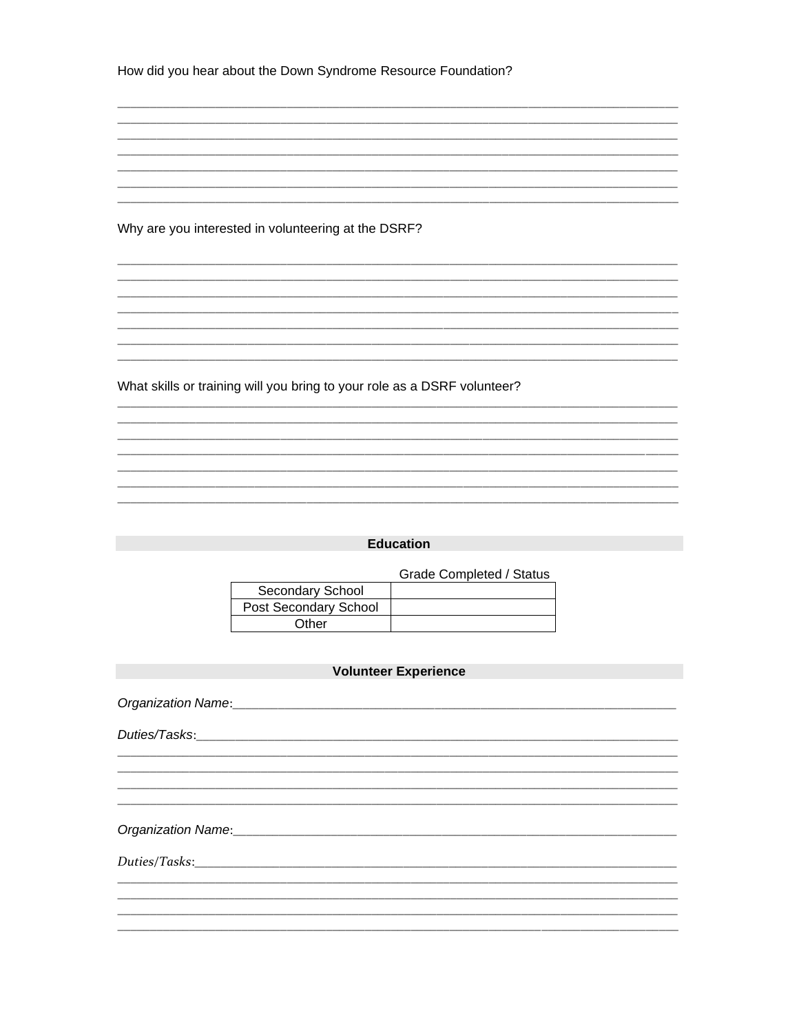How did you hear about the Down Syndrome Resource Foundation?

_______________________________________________________________________________
_______________________________________________________________________________
_______________________________________________________________________________
_______________________________________________________________________________
_______________________________________________________________________________
_______________________________________________________________________________
_______________________________________________________________________________

Why are you interested in volunteering at the DSRF?

_______________________________________________________________________________
_______________________________________________________________________________
_______________________________________________________________________________
_______________________________________________________________________________
_______________________________________________________________________________
_______________________________________________________________________________
_______________________________________________________________________________

What skills or training will you bring to your role as a DSRF volunteer?

_______________________________________________________________________________
_______________________________________________________________________________
_______________________________________________________________________________
_______________________________________________________________________________
_______________________________________________________________________________
_______________________________________________________________________________
_______________________________________________________________________________

## Education

| | Grade Completed / Status |
|---|---|
| Secondary School | |
| Post Secondary School | |
| Other | |

## Volunteer Experience

*Organization Name*:_________________________________________________________________

*Duties/Tasks*:_____________________________________________________________________
_______________________________________________________________________________
_______________________________________________________________________________
_______________________________________________________________________________
_______________________________________________________________________________

*Organization Name*:_________________________________________________________________

*Duties/Tasks*:_____________________________________________________________________
_______________________________________________________________________________
_______________________________________________________________________________
_______________________________________________________________________________
_______________________________________________________________________________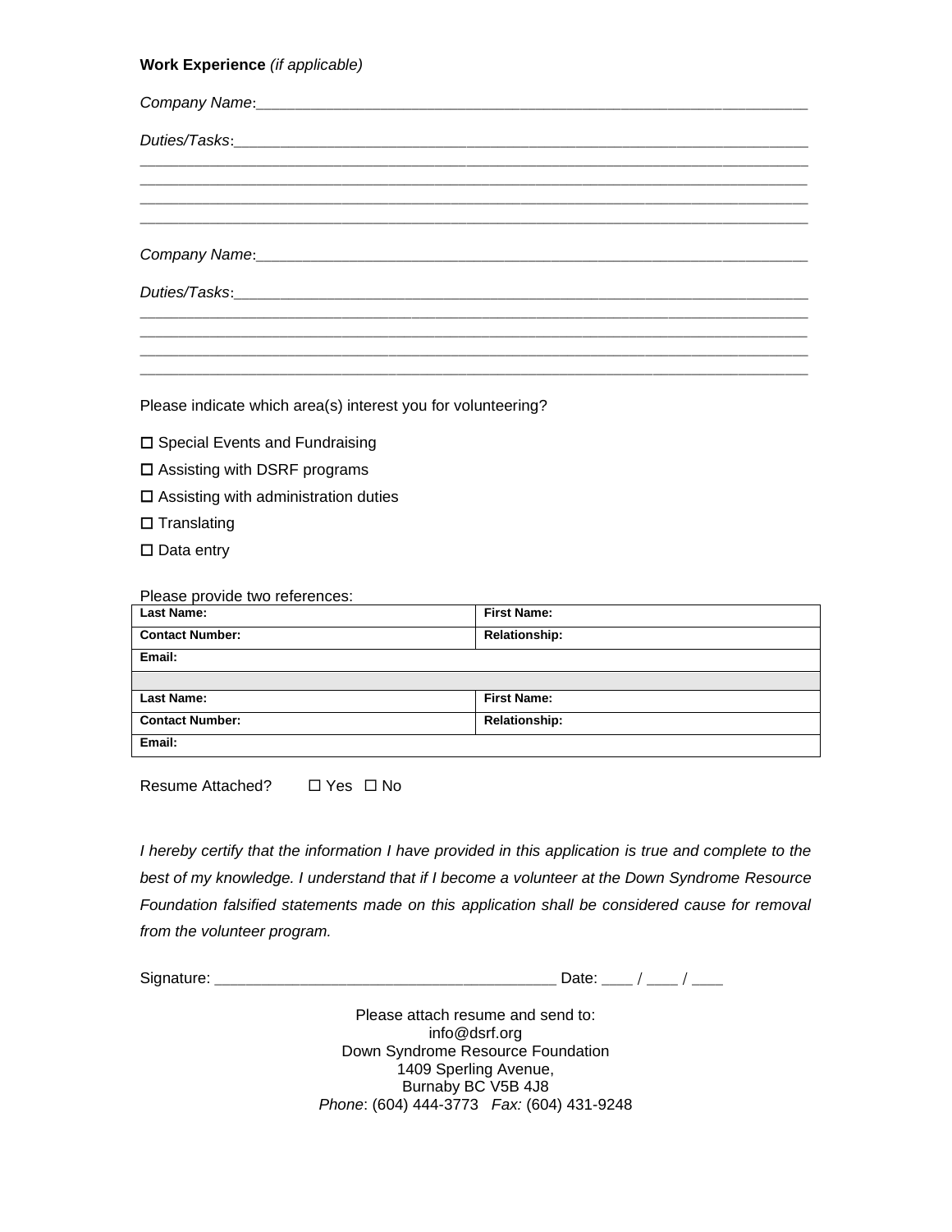**Work Experience** *(if applicable)*

*Company Name*:_______________________________________________________________

*Duties/Tasks*:_______________________________________________________________
_______________________________________________________________________________
_______________________________________________________________________________
_______________________________________________________________________________
_______________________________________________________________________________

*Company Name*:_______________________________________________________________

*Duties/Tasks*:_______________________________________________________________
_______________________________________________________________________________
_______________________________________________________________________________
_______________________________________________________________________________
_______________________________________________________________________________

Please indicate which area(s) interest you for volunteering?

☐ Special Events and Fundraising

☐ Assisting with DSRF programs

☐ Assisting with administration duties

☐ Translating

☐ Data entry

Please provide two references:

| **Last Name:** | **First Name:** |
|---|---|
| **Contact Number:** | **Relationship:** |
| **Email:** | |
| | |
| **Last Name:** | **First Name:** |
| **Contact Number:** | **Relationship:** |
| **Email:** | |

Resume Attached? ☐ Yes ☐ No

*I hereby certify that the information I have provided in this application is true and complete to the best of my knowledge. I understand that if I become a volunteer at the Down Syndrome Resource Foundation falsified statements made on this application shall be considered cause for removal from the volunteer program.*

Signature: _______________________________________ Date: ___ / ___ / ___

Please attach resume and send to:
info@dsrf.org
Down Syndrome Resource Foundation
1409 Sperling Avenue,
Burnaby BC V5B 4J8
*Phone*: (604) 444-3773 *Fax:* (604) 431-9248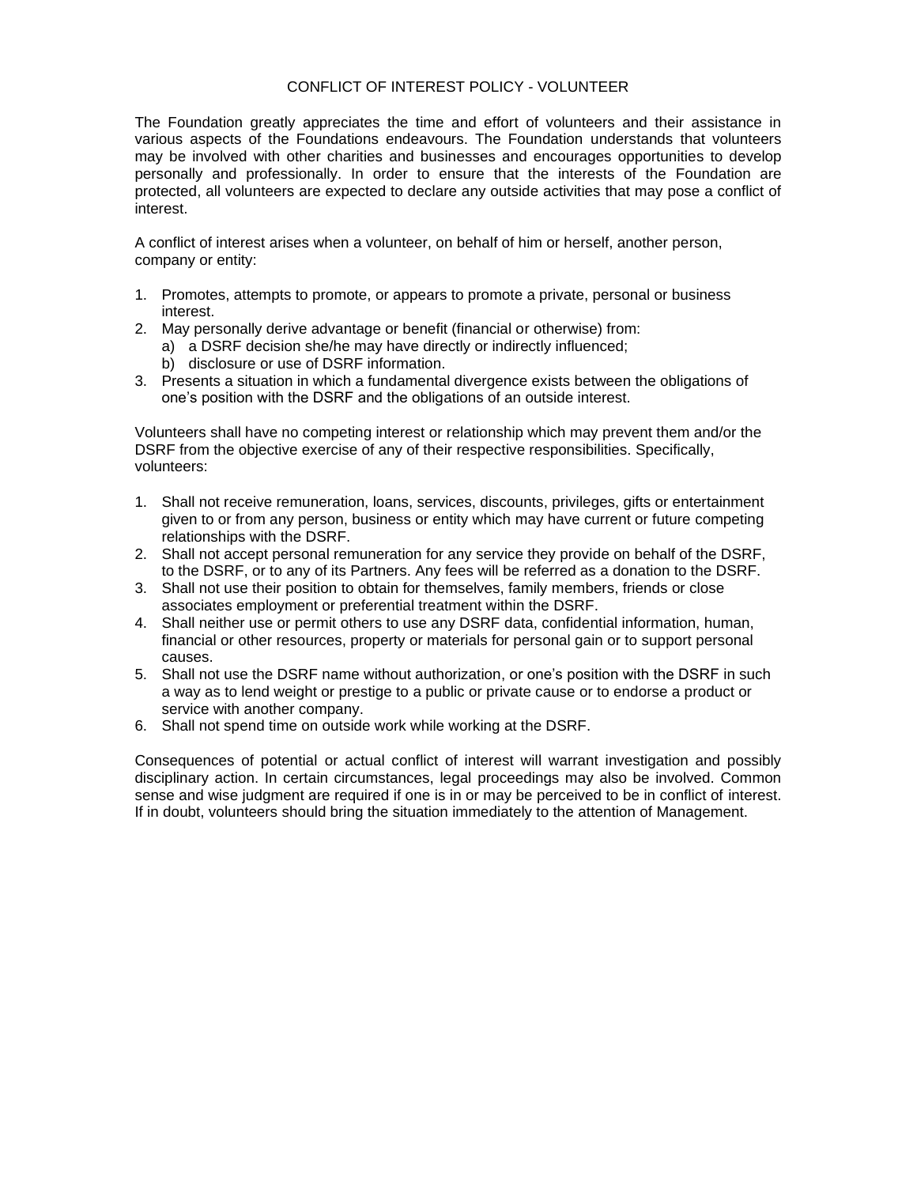# CONFLICT OF INTEREST POLICY - VOLUNTEER

The Foundation greatly appreciates the time and effort of volunteers and their assistance in various aspects of the Foundations endeavours. The Foundation understands that volunteers may be involved with other charities and businesses and encourages opportunities to develop personally and professionally. In order to ensure that the interests of the Foundation are protected, all volunteers are expected to declare any outside activities that may pose a conflict of interest.

A conflict of interest arises when a volunteer, on behalf of him or herself, another person, company or entity:

1. Promotes, attempts to promote, or appears to promote a private, personal or business interest.
2. May personally derive advantage or benefit (financial or otherwise) from:
   a) a DSRF decision she/he may have directly or indirectly influenced;
   b) disclosure or use of DSRF information.
3. Presents a situation in which a fundamental divergence exists between the obligations of one's position with the DSRF and the obligations of an outside interest.

Volunteers shall have no competing interest or relationship which may prevent them and/or the DSRF from the objective exercise of any of their respective responsibilities. Specifically, volunteers:

1. Shall not receive remuneration, loans, services, discounts, privileges, gifts or entertainment given to or from any person, business or entity which may have current or future competing relationships with the DSRF.
2. Shall not accept personal remuneration for any service they provide on behalf of the DSRF, to the DSRF, or to any of its Partners. Any fees will be referred as a donation to the DSRF.
3. Shall not use their position to obtain for themselves, family members, friends or close associates employment or preferential treatment within the DSRF.
4. Shall neither use or permit others to use any DSRF data, confidential information, human, financial or other resources, property or materials for personal gain or to support personal causes.
5. Shall not use the DSRF name without authorization, or one's position with the DSRF in such a way as to lend weight or prestige to a public or private cause or to endorse a product or service with another company.
6. Shall not spend time on outside work while working at the DSRF.

Consequences of potential or actual conflict of interest will warrant investigation and possibly disciplinary action. In certain circumstances, legal proceedings may also be involved. Common sense and wise judgment are required if one is in or may be perceived to be in conflict of interest. If in doubt, volunteers should bring the situation immediately to the attention of Management.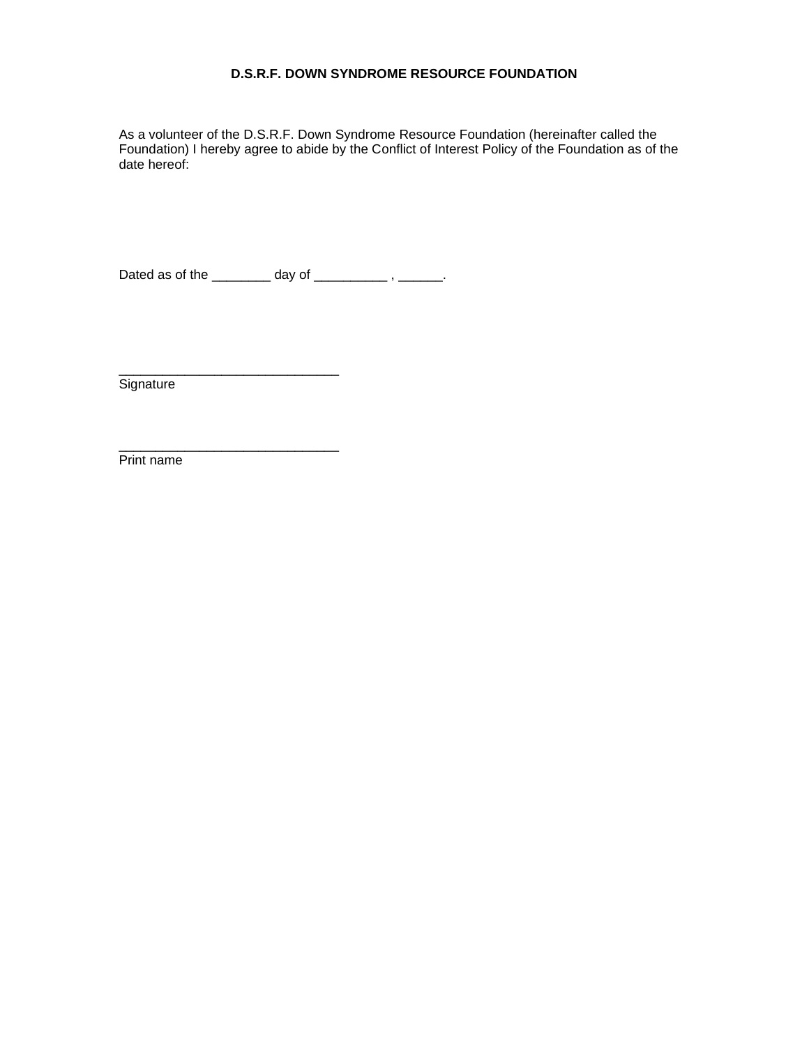**D.S.R.F. DOWN SYNDROME RESOURCE FOUNDATION**

As a volunteer of the D.S.R.F. Down Syndrome Resource Foundation (hereinafter called the Foundation) I hereby agree to abide by the Conflict of Interest Policy of the Foundation as of the date hereof:

Dated as of the ________ day of __________ , ______.

______________________________
Signature

______________________________
Print name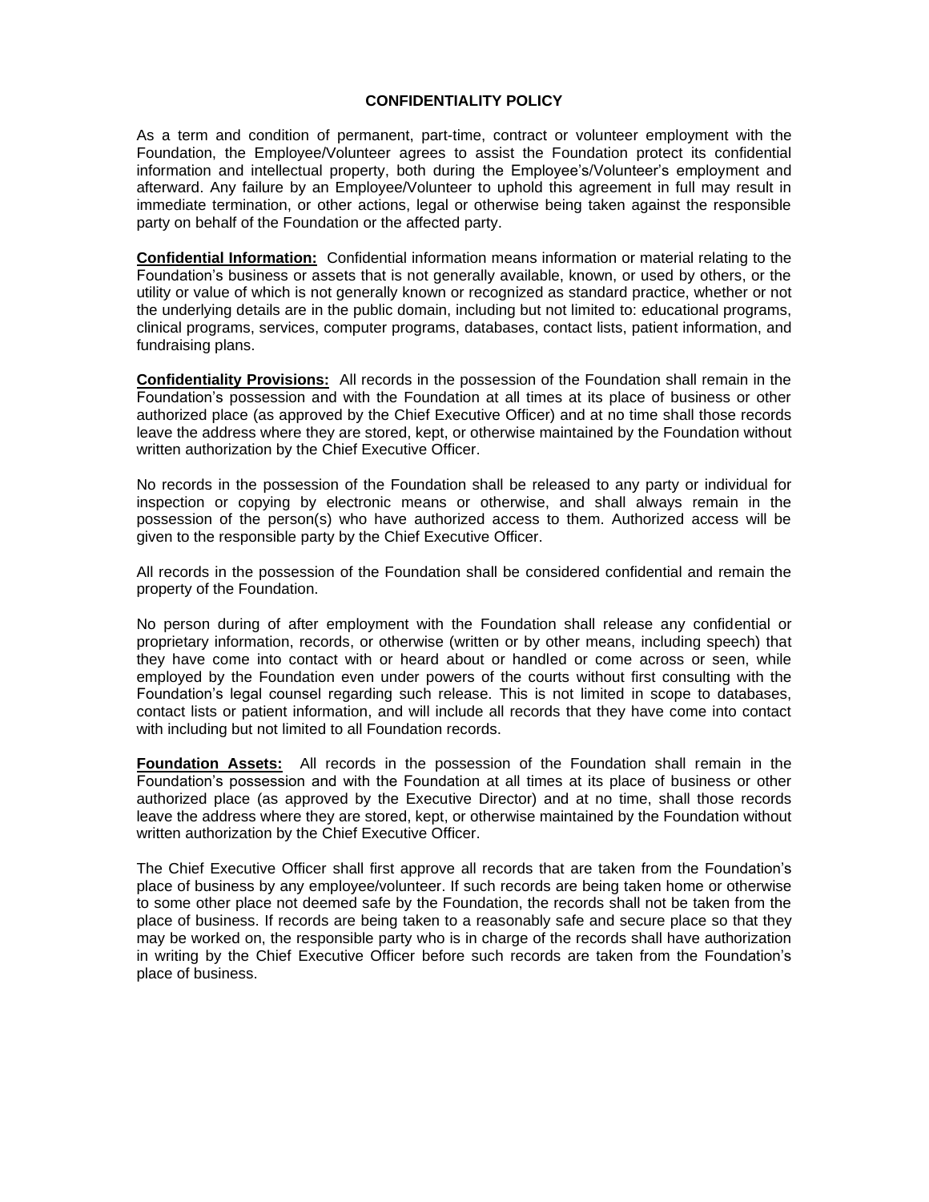## CONFIDENTIALITY POLICY

As a term and condition of permanent, part-time, contract or volunteer employment with the Foundation, the Employee/Volunteer agrees to assist the Foundation protect its confidential information and intellectual property, both during the Employee's/Volunteer's employment and afterward. Any failure by an Employee/Volunteer to uphold this agreement in full may result in immediate termination, or other actions, legal or otherwise being taken against the responsible party on behalf of the Foundation or the affected party.

**Confidential Information:** Confidential information means information or material relating to the Foundation's business or assets that is not generally available, known, or used by others, or the utility or value of which is not generally known or recognized as standard practice, whether or not the underlying details are in the public domain, including but not limited to: educational programs, clinical programs, services, computer programs, databases, contact lists, patient information, and fundraising plans.

**Confidentiality Provisions:** All records in the possession of the Foundation shall remain in the Foundation's possession and with the Foundation at all times at its place of business or other authorized place (as approved by the Chief Executive Officer) and at no time shall those records leave the address where they are stored, kept, or otherwise maintained by the Foundation without written authorization by the Chief Executive Officer.

No records in the possession of the Foundation shall be released to any party or individual for inspection or copying by electronic means or otherwise, and shall always remain in the possession of the person(s) who have authorized access to them. Authorized access will be given to the responsible party by the Chief Executive Officer.

All records in the possession of the Foundation shall be considered confidential and remain the property of the Foundation.

No person during of after employment with the Foundation shall release any confidential or proprietary information, records, or otherwise (written or by other means, including speech) that they have come into contact with or heard about or handled or come across or seen, while employed by the Foundation even under powers of the courts without first consulting with the Foundation's legal counsel regarding such release. This is not limited in scope to databases, contact lists or patient information, and will include all records that they have come into contact with including but not limited to all Foundation records.

**Foundation Assets:** All records in the possession of the Foundation shall remain in the Foundation's possession and with the Foundation at all times at its place of business or other authorized place (as approved by the Executive Director) and at no time, shall those records leave the address where they are stored, kept, or otherwise maintained by the Foundation without written authorization by the Chief Executive Officer.

The Chief Executive Officer shall first approve all records that are taken from the Foundation's place of business by any employee/volunteer. If such records are being taken home or otherwise to some other place not deemed safe by the Foundation, the records shall not be taken from the place of business. If records are being taken to a reasonably safe and secure place so that they may be worked on, the responsible party who is in charge of the records shall have authorization in writing by the Chief Executive Officer before such records are taken from the Foundation's place of business.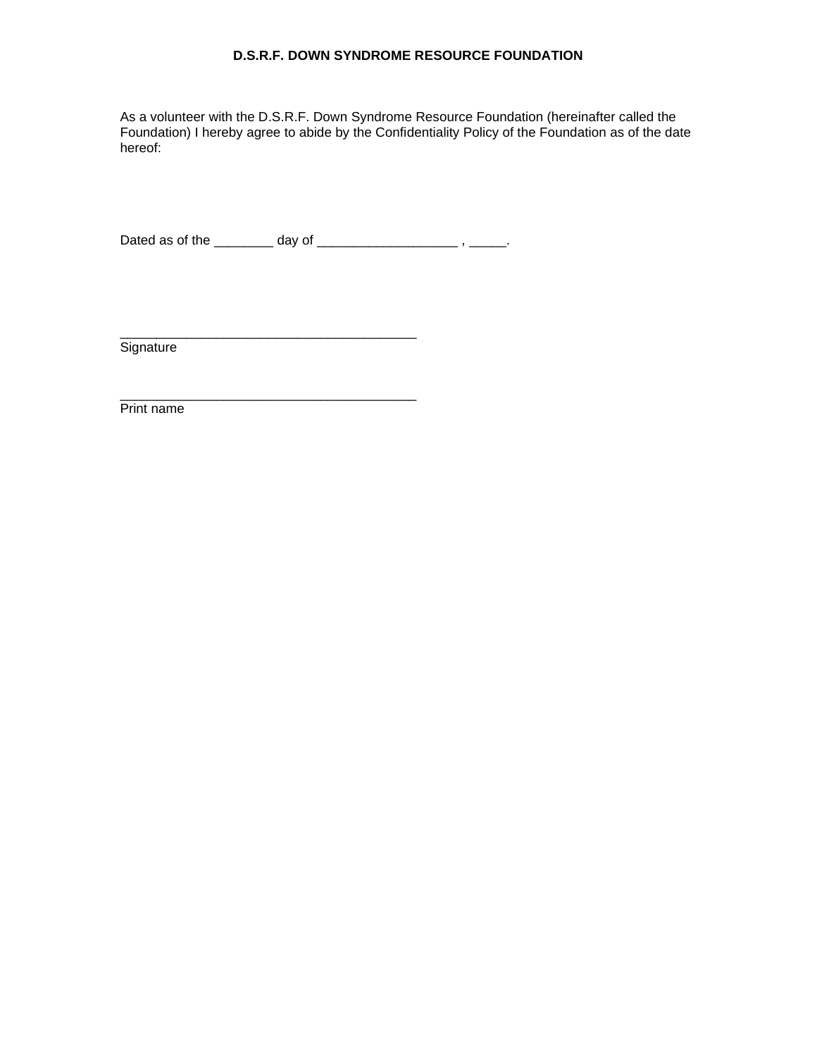**D.S.R.F. DOWN SYNDROME RESOURCE FOUNDATION**

As a volunteer with the D.S.R.F. Down Syndrome Resource Foundation (hereinafter called the Foundation) I hereby agree to abide by the Confidentiality Policy of the Foundation as of the date hereof:

Dated as of the ________ day of ___________________ , _____.

_________________________________________
Signature

_________________________________________
Print name